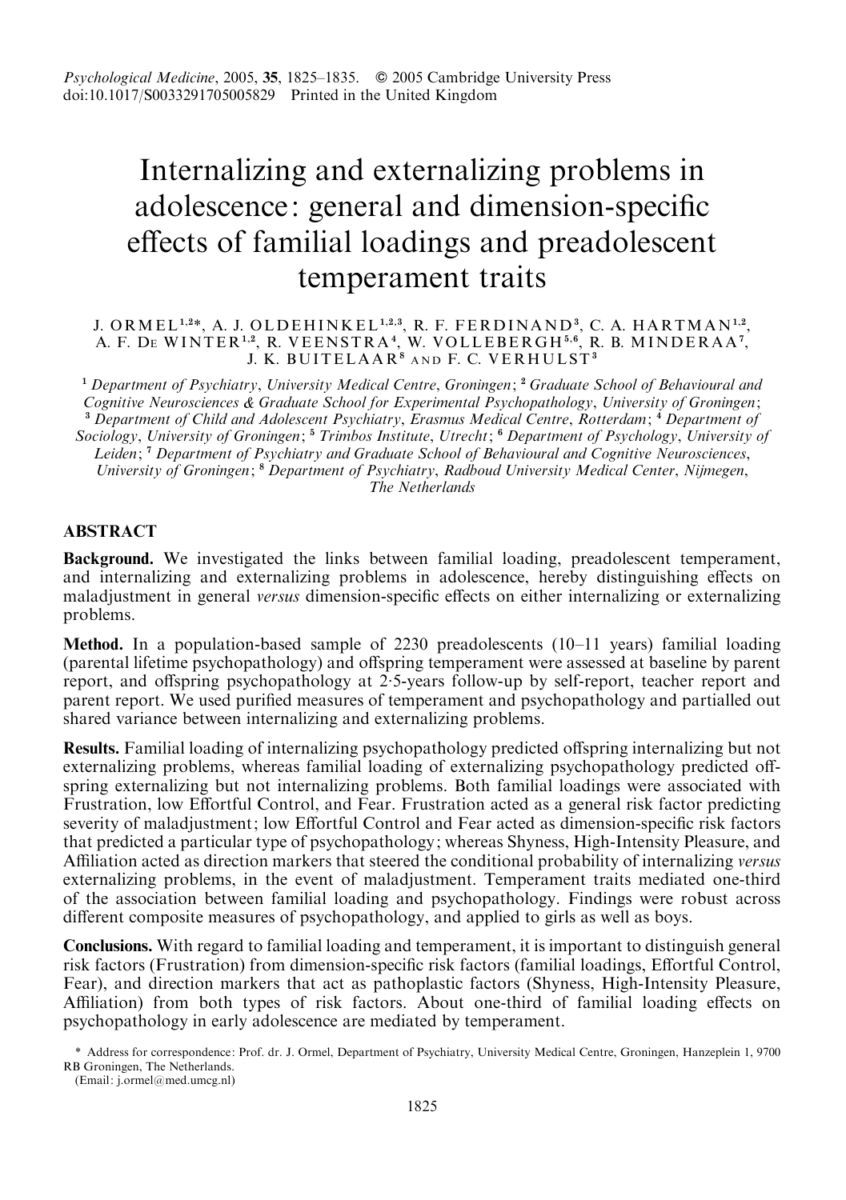# Internalizing and externalizing problems in adolescence: general and dimension-specific effects of familial loadings and preadolescent temperament traits

J. ORMEL[1,2]*, A. J. OLDEHINKEL[1,2,3], R. F. FERDINAND[3], C. A. HARTMAN[1,2], A. F. DE WINTER[1,2], R. VEENSTRA[4], W. VOLLEBERGH[5,6], R. B. MINDERAA[7], J. K. BUITELAAR[8] AND F. C. VERHULST[3]

[1] *Department of Psychiatry, University Medical Centre, Groningen*; [2] *Graduate School of Behavioural and Cognitive Neurosciences & Graduate School for Experimental Psychopathology, University of Groningen*; [3] *Department of Child and Adolescent Psychiatry, Erasmus Medical Centre, Rotterdam*; [4] *Department of Sociology, University of Groningen*; [5] *Trimbos Institute, Utrecht*; [6] *Department of Psychology, University of Leiden*; [7] *Department of Psychiatry and Graduate School of Behavioural and Cognitive Neurosciences, University of Groningen*; [8] *Department of Psychiatry, Radboud University Medical Center, Nijmegen, The Netherlands*

## ABSTRACT

**Background.** We investigated the links between familial loading, preadolescent temperament, and internalizing and externalizing problems in adolescence, hereby distinguishing effects on maladjustment in general *versus* dimension-specific effects on either internalizing or externalizing problems.

**Method.** In a population-based sample of 2230 preadolescents (10–11 years) familial loading (parental lifetime psychopathology) and offspring temperament were assessed at baseline by parent report, and offspring psychopathology at 2·5-years follow-up by self-report, teacher report and parent report. We used purified measures of temperament and psychopathology and partialled out shared variance between internalizing and externalizing problems.

**Results.** Familial loading of internalizing psychopathology predicted offspring internalizing but not externalizing problems, whereas familial loading of externalizing psychopathology predicted offspring externalizing but not internalizing problems. Both familial loadings were associated with Frustration, low Effortful Control, and Fear. Frustration acted as a general risk factor predicting severity of maladjustment; low Effortful Control and Fear acted as dimension-specific risk factors that predicted a particular type of psychopathology; whereas Shyness, High-Intensity Pleasure, and Affiliation acted as direction markers that steered the conditional probability of internalizing *versus* externalizing problems, in the event of maladjustment. Temperament traits mediated one-third of the association between familial loading and psychopathology. Findings were robust across different composite measures of psychopathology, and applied to girls as well as boys.

**Conclusions.** With regard to familial loading and temperament, it is important to distinguish general risk factors (Frustration) from dimension-specific risk factors (familial loadings, Effortful Control, Fear), and direction markers that act as pathoplastic factors (Shyness, High-Intensity Pleasure, Affiliation) from both types of risk factors. About one-third of familial loading effects on psychopathology in early adolescence are mediated by temperament.

\* Address for correspondence: Prof. dr. J. Ormel, Department of Psychiatry, University Medical Centre, Groningen, Hanzeplein 1, 9700 RB Groningen, The Netherlands.
(Email: j.ormel@med.umcg.nl)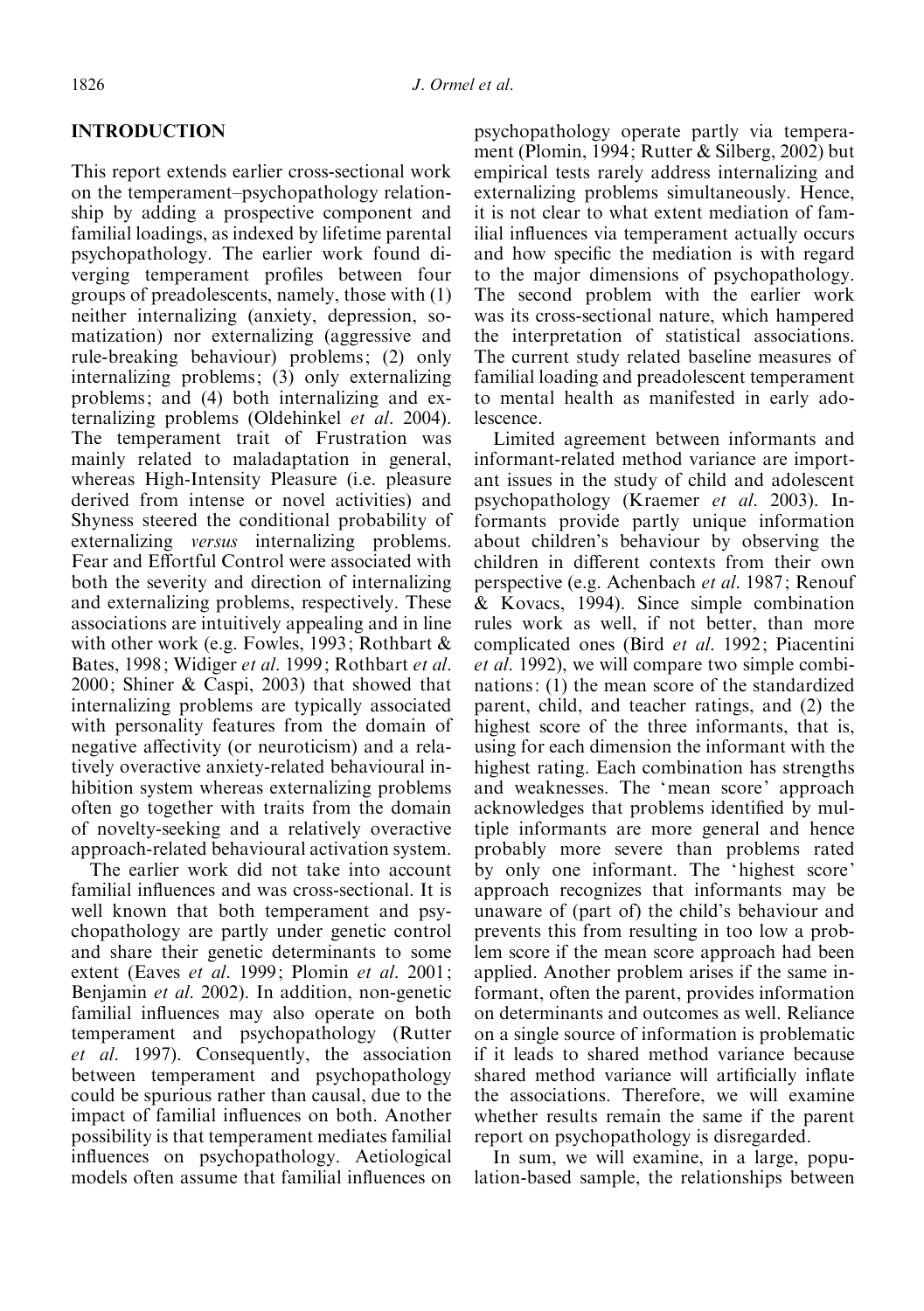## INTRODUCTION

This report extends earlier cross-sectional work on the temperament–psychopathology relationship by adding a prospective component and familial loadings, as indexed by lifetime parental psychopathology. The earlier work found diverging temperament profiles between four groups of preadolescents, namely, those with (1) neither internalizing (anxiety, depression, somatization) nor externalizing (aggressive and rule-breaking behaviour) problems; (2) only internalizing problems; (3) only externalizing problems; and (4) both internalizing and externalizing problems (Oldehinkel *et al.* 2004). The temperament trait of Frustration was mainly related to maladaptation in general, whereas High-Intensity Pleasure (i.e. pleasure derived from intense or novel activities) and Shyness steered the conditional probability of externalizing *versus* internalizing problems. Fear and Effortful Control were associated with both the severity and direction of internalizing and externalizing problems, respectively. These associations are intuitively appealing and in line with other work (e.g. Fowles, 1993; Rothbart & Bates, 1998; Widiger *et al.* 1999; Rothbart *et al.* 2000; Shiner & Caspi, 2003) that showed that internalizing problems are typically associated with personality features from the domain of negative affectivity (or neuroticism) and a relatively overactive anxiety-related behavioural inhibition system whereas externalizing problems often go together with traits from the domain of novelty-seeking and a relatively overactive approach-related behavioural activation system.

The earlier work did not take into account familial influences and was cross-sectional. It is well known that both temperament and psychopathology are partly under genetic control and share their genetic determinants to some extent (Eaves *et al.* 1999; Plomin *et al.* 2001; Benjamin *et al.* 2002). In addition, non-genetic familial influences may also operate on both temperament and psychopathology (Rutter *et al.* 1997). Consequently, the association between temperament and psychopathology could be spurious rather than causal, due to the impact of familial influences on both. Another possibility is that temperament mediates familial influences on psychopathology. Aetiological models often assume that familial influences on psychopathology operate partly via temperament (Plomin, 1994; Rutter & Silberg, 2002) but empirical tests rarely address internalizing and externalizing problems simultaneously. Hence, it is not clear to what extent mediation of familial influences via temperament actually occurs and how specific the mediation is with regard to the major dimensions of psychopathology. The second problem with the earlier work was its cross-sectional nature, which hampered the interpretation of statistical associations. The current study related baseline measures of familial loading and preadolescent temperament to mental health as manifested in early adolescence.

Limited agreement between informants and informant-related method variance are important issues in the study of child and adolescent psychopathology (Kraemer *et al.* 2003). Informants provide partly unique information about children's behaviour by observing the children in different contexts from their own perspective (e.g. Achenbach *et al.* 1987; Renouf & Kovacs, 1994). Since simple combination rules work as well, if not better, than more complicated ones (Bird *et al.* 1992; Piacentini *et al.* 1992), we will compare two simple combinations: (1) the mean score of the standardized parent, child, and teacher ratings, and (2) the highest score of the three informants, that is, using for each dimension the informant with the highest rating. Each combination has strengths and weaknesses. The 'mean score' approach acknowledges that problems identified by multiple informants are more general and hence probably more severe than problems rated by only one informant. The 'highest score' approach recognizes that informants may be unaware of (part of) the child's behaviour and prevents this from resulting in too low a problem score if the mean score approach had been applied. Another problem arises if the same informant, often the parent, provides information on determinants and outcomes as well. Reliance on a single source of information is problematic if it leads to shared method variance because shared method variance will artificially inflate the associations. Therefore, we will examine whether results remain the same if the parent report on psychopathology is disregarded.

In sum, we will examine, in a large, population-based sample, the relationships between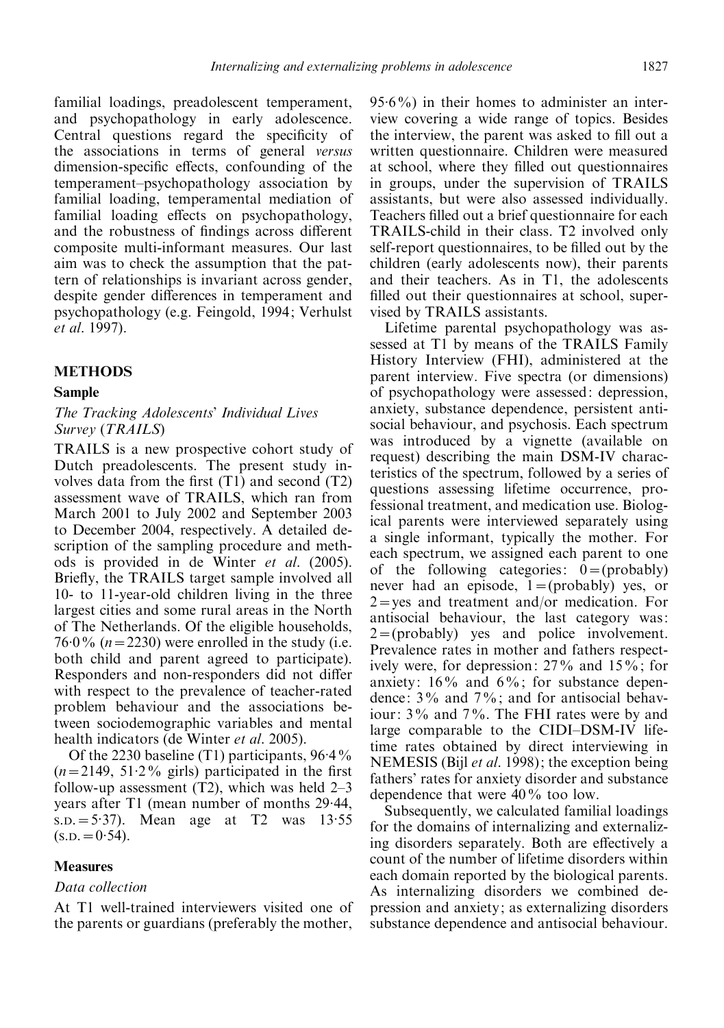familial loadings, preadolescent temperament, and psychopathology in early adolescence. Central questions regard the specificity of the associations in terms of general *versus* dimension-specific effects, confounding of the temperament–psychopathology association by familial loading, temperamental mediation of familial loading effects on psychopathology, and the robustness of findings across different composite multi-informant measures. Our last aim was to check the assumption that the pattern of relationships is invariant across gender, despite gender differences in temperament and psychopathology (e.g. Feingold, 1994; Verhulst *et al.* 1997).

## METHODS

### Sample

#### *The Tracking Adolescents' Individual Lives Survey (TRAILS)*

TRAILS is a new prospective cohort study of Dutch preadolescents. The present study involves data from the first (T1) and second (T2) assessment wave of TRAILS, which ran from March 2001 to July 2002 and September 2003 to December 2004, respectively. A detailed description of the sampling procedure and methods is provided in de Winter *et al.* (2005). Briefly, the TRAILS target sample involved all 10- to 11-year-old children living in the three largest cities and some rural areas in the North of The Netherlands. Of the eligible households, 76·0% ($n = 2230$) were enrolled in the study (i.e. both child and parent agreed to participate). Responders and non-responders did not differ with respect to the prevalence of teacher-rated problem behaviour and the associations between sociodemographic variables and mental health indicators (de Winter *et al.* 2005).

Of the 2230 baseline (T1) participants, 96·4% ($n = 2149$, 51·2% girls) participated in the first follow-up assessment (T2), which was held 2–3 years after T1 (mean number of months 29·44, S.D. = 5·37). Mean age at T2 was 13·55 (S.D. = 0·54).

### Measures

#### *Data collection*

At T1 well-trained interviewers visited one of the parents or guardians (preferably the mother, 95·6%) in their homes to administer an interview covering a wide range of topics. Besides the interview, the parent was asked to fill out a written questionnaire. Children were measured at school, where they filled out questionnaires in groups, under the supervision of TRAILS assistants, but were also assessed individually. Teachers filled out a brief questionnaire for each TRAILS-child in their class. T2 involved only self-report questionnaires, to be filled out by the children (early adolescents now), their parents and their teachers. As in T1, the adolescents filled out their questionnaires at school, supervised by TRAILS assistants.

Lifetime parental psychopathology was assessed at T1 by means of the TRAILS Family History Interview (FHI), administered at the parent interview. Five spectra (or dimensions) of psychopathology were assessed: depression, anxiety, substance dependence, persistent antisocial behaviour, and psychosis. Each spectrum was introduced by a vignette (available on request) describing the main DSM-IV characteristics of the spectrum, followed by a series of questions assessing lifetime occurrence, professional treatment, and medication use. Biological parents were interviewed separately using a single informant, typically the mother. For each spectrum, we assigned each parent to one of the following categories: 0 = (probably) never had an episode, 1 = (probably) yes, or 2 = yes and treatment and/or medication. For antisocial behaviour, the last category was: 2 = (probably) yes and police involvement. Prevalence rates in mother and fathers respectively were, for depression: 27% and 15%; for anxiety: 16% and 6%; for substance dependence: 3% and 7%; and for antisocial behaviour: 3% and 7%. The FHI rates were by and large comparable to the CIDI–DSM-IV lifetime rates obtained by direct interviewing in NEMESIS (Bijl *et al.* 1998); the exception being fathers' rates for anxiety disorder and substance dependence that were 40% too low.

Subsequently, we calculated familial loadings for the domains of internalizing and externalizing disorders separately. Both are effectively a count of the number of lifetime disorders within each domain reported by the biological parents. As internalizing disorders we combined depression and anxiety; as externalizing disorders substance dependence and antisocial behaviour.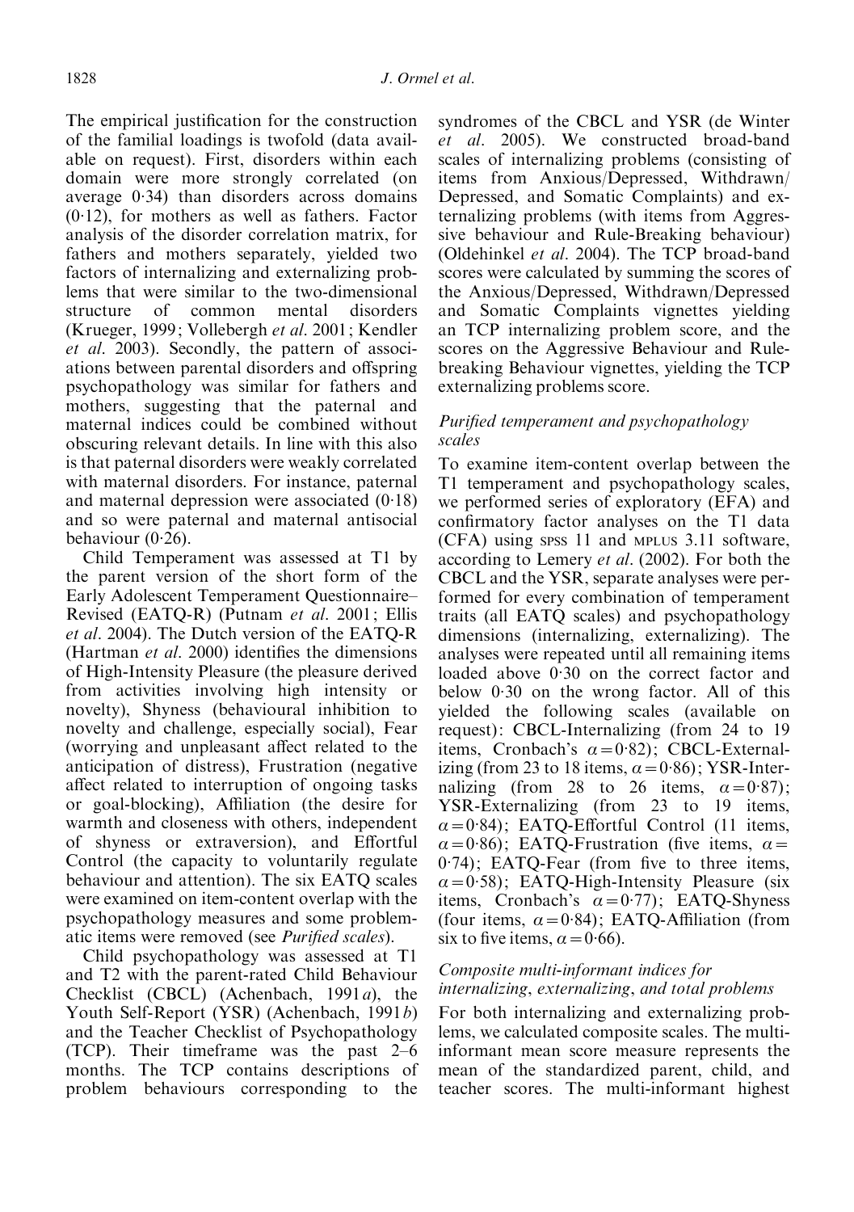The empirical justification for the construction of the familial loadings is twofold (data available on request). First, disorders within each domain were more strongly correlated (on average 0·34) than disorders across domains (0·12), for mothers as well as fathers. Factor analysis of the disorder correlation matrix, for fathers and mothers separately, yielded two factors of internalizing and externalizing problems that were similar to the two-dimensional structure of common mental disorders (Krueger, 1999; Vollebergh *et al*. 2001; Kendler *et al*. 2003). Secondly, the pattern of associations between parental disorders and offspring psychopathology was similar for fathers and mothers, suggesting that the paternal and maternal indices could be combined without obscuring relevant details. In line with this also is that paternal disorders were weakly correlated with maternal disorders. For instance, paternal and maternal depression were associated (0·18) and so were paternal and maternal antisocial behaviour (0·26).

Child Temperament was assessed at T1 by the parent version of the short form of the Early Adolescent Temperament Questionnaire–Revised (EATQ-R) (Putnam *et al*. 2001; Ellis *et al*. 2004). The Dutch version of the EATQ-R (Hartman *et al*. 2000) identifies the dimensions of High-Intensity Pleasure (the pleasure derived from activities involving high intensity or novelty), Shyness (behavioural inhibition to novelty and challenge, especially social), Fear (worrying and unpleasant affect related to the anticipation of distress), Frustration (negative affect related to interruption of ongoing tasks or goal-blocking), Affiliation (the desire for warmth and closeness with others, independent of shyness or extraversion), and Effortful Control (the capacity to voluntarily regulate behaviour and attention). The six EATQ scales were examined on item-content overlap with the psychopathology measures and some problematic items were removed (see *Purified scales*).

Child psychopathology was assessed at T1 and T2 with the parent-rated Child Behaviour Checklist (CBCL) (Achenbach, 1991*a*), the Youth Self-Report (YSR) (Achenbach, 1991*b*) and the Teacher Checklist of Psychopathology (TCP). Their timeframe was the past 2–6 months. The TCP contains descriptions of problem behaviours corresponding to the syndromes of the CBCL and YSR (de Winter *et al*. 2005). We constructed broad-band scales of internalizing problems (consisting of items from Anxious/Depressed, Withdrawn/Depressed, and Somatic Complaints) and externalizing problems (with items from Aggressive behaviour and Rule-Breaking behaviour) (Oldehinkel *et al*. 2004). The TCP broad-band scores were calculated by summing the scores of the Anxious/Depressed, Withdrawn/Depressed and Somatic Complaints vignettes yielding an TCP internalizing problem score, and the scores on the Aggressive Behaviour and Rule-breaking Behaviour vignettes, yielding the TCP externalizing problems score.

### *Purified temperament and psychopathology scales*

To examine item-content overlap between the T1 temperament and psychopathology scales, we performed series of exploratory (EFA) and confirmatory factor analyses on the T1 data (CFA) using SPSS 11 and MPLUS 3.11 software, according to Lemery *et al*. (2002). For both the CBCL and the YSR, separate analyses were performed for every combination of temperament traits (all EATQ scales) and psychopathology dimensions (internalizing, externalizing). The analyses were repeated until all remaining items loaded above 0·30 on the correct factor and below 0·30 on the wrong factor. All of this yielded the following scales (available on request): CBCL-Internalizing (from 24 to 19 items, Cronbach's $\alpha = 0{\cdot}82$); CBCL-Externalizing (from 23 to 18 items, $\alpha = 0{\cdot}86$); YSR-Internalizing (from 28 to 26 items, $\alpha = 0{\cdot}87$); YSR-Externalizing (from 23 to 19 items, $\alpha = 0{\cdot}84$); EATQ-Effortful Control (11 items, $\alpha = 0{\cdot}86$); EATQ-Frustration (five items, $\alpha = 0{\cdot}74$); EATQ-Fear (from five to three items, $\alpha = 0{\cdot}58$); EATQ-High-Intensity Pleasure (six items, Cronbach's $\alpha = 0{\cdot}77$); EATQ-Shyness (four items, $\alpha = 0{\cdot}84$); EATQ-Affiliation (from six to five items, $\alpha = 0{\cdot}66$).

### *Composite multi-informant indices for internalizing, externalizing, and total problems*

For both internalizing and externalizing problems, we calculated composite scales. The multi-informant mean score measure represents the mean of the standardized parent, child, and teacher scores. The multi-informant highest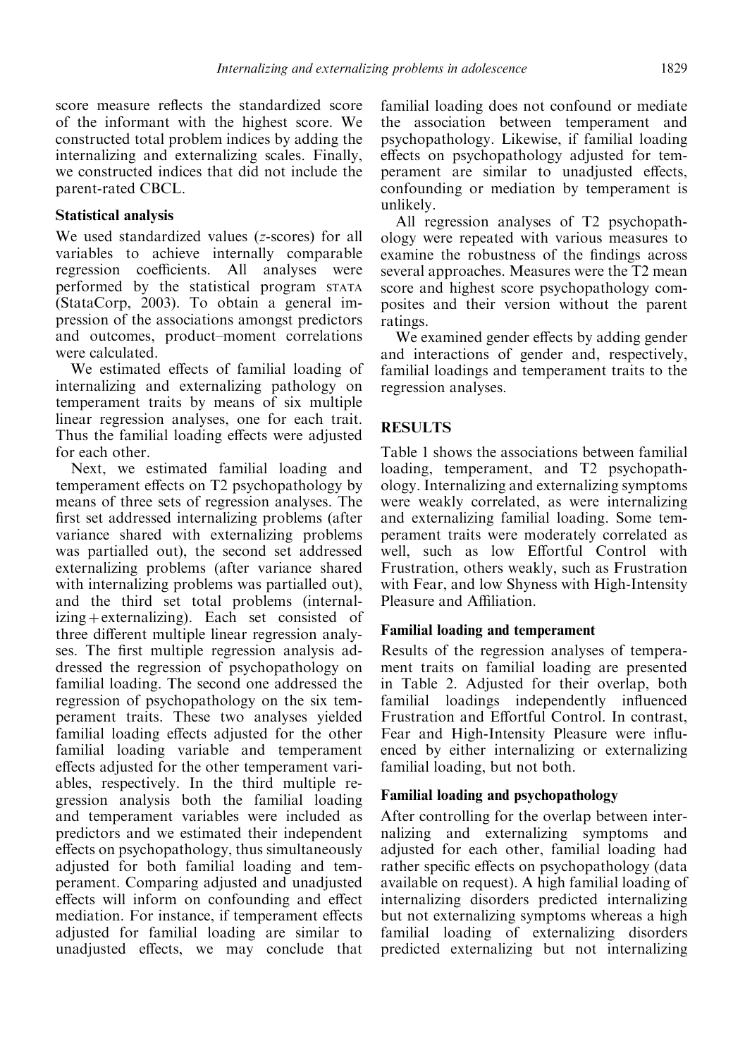score measure reflects the standardized score of the informant with the highest score. We constructed total problem indices by adding the internalizing and externalizing scales. Finally, we constructed indices that did not include the parent-rated CBCL.

### Statistical analysis

We used standardized values (*z*-scores) for all variables to achieve internally comparable regression coefficients. All analyses were performed by the statistical program STATA (StataCorp, 2003). To obtain a general impression of the associations amongst predictors and outcomes, product–moment correlations were calculated.

We estimated effects of familial loading of internalizing and externalizing pathology on temperament traits by means of six multiple linear regression analyses, one for each trait. Thus the familial loading effects were adjusted for each other.

Next, we estimated familial loading and temperament effects on T2 psychopathology by means of three sets of regression analyses. The first set addressed internalizing problems (after variance shared with externalizing problems was partialled out), the second set addressed externalizing problems (after variance shared with internalizing problems was partialled out), and the third set total problems (internalizing + externalizing). Each set consisted of three different multiple linear regression analyses. The first multiple regression analysis addressed the regression of psychopathology on familial loading. The second one addressed the regression of psychopathology on the six temperament traits. These two analyses yielded familial loading effects adjusted for the other familial loading variable and temperament effects adjusted for the other temperament variables, respectively. In the third multiple regression analysis both the familial loading and temperament variables were included as predictors and we estimated their independent effects on psychopathology, thus simultaneously adjusted for both familial loading and temperament. Comparing adjusted and unadjusted effects will inform on confounding and effect mediation. For instance, if temperament effects adjusted for familial loading are similar to unadjusted effects, we may conclude that familial loading does not confound or mediate the association between temperament and psychopathology. Likewise, if familial loading effects on psychopathology adjusted for temperament are similar to unadjusted effects, confounding or mediation by temperament is unlikely.

All regression analyses of T2 psychopathology were repeated with various measures to examine the robustness of the findings across several approaches. Measures were the T2 mean score and highest score psychopathology composites and their version without the parent ratings.

We examined gender effects by adding gender and interactions of gender and, respectively, familial loadings and temperament traits to the regression analyses.

## RESULTS

Table 1 shows the associations between familial loading, temperament, and T2 psychopathology. Internalizing and externalizing symptoms were weakly correlated, as were internalizing and externalizing familial loading. Some temperament traits were moderately correlated as well, such as low Effortful Control with Frustration, others weakly, such as Frustration with Fear, and low Shyness with High-Intensity Pleasure and Affiliation.

### Familial loading and temperament

Results of the regression analyses of temperament traits on familial loading are presented in Table 2. Adjusted for their overlap, both familial loadings independently influenced Frustration and Effortful Control. In contrast, Fear and High-Intensity Pleasure were influenced by either internalizing or externalizing familial loading, but not both.

### Familial loading and psychopathology

After controlling for the overlap between internalizing and externalizing symptoms and adjusted for each other, familial loading had rather specific effects on psychopathology (data available on request). A high familial loading of internalizing disorders predicted internalizing but not externalizing symptoms whereas a high familial loading of externalizing disorders predicted externalizing but not internalizing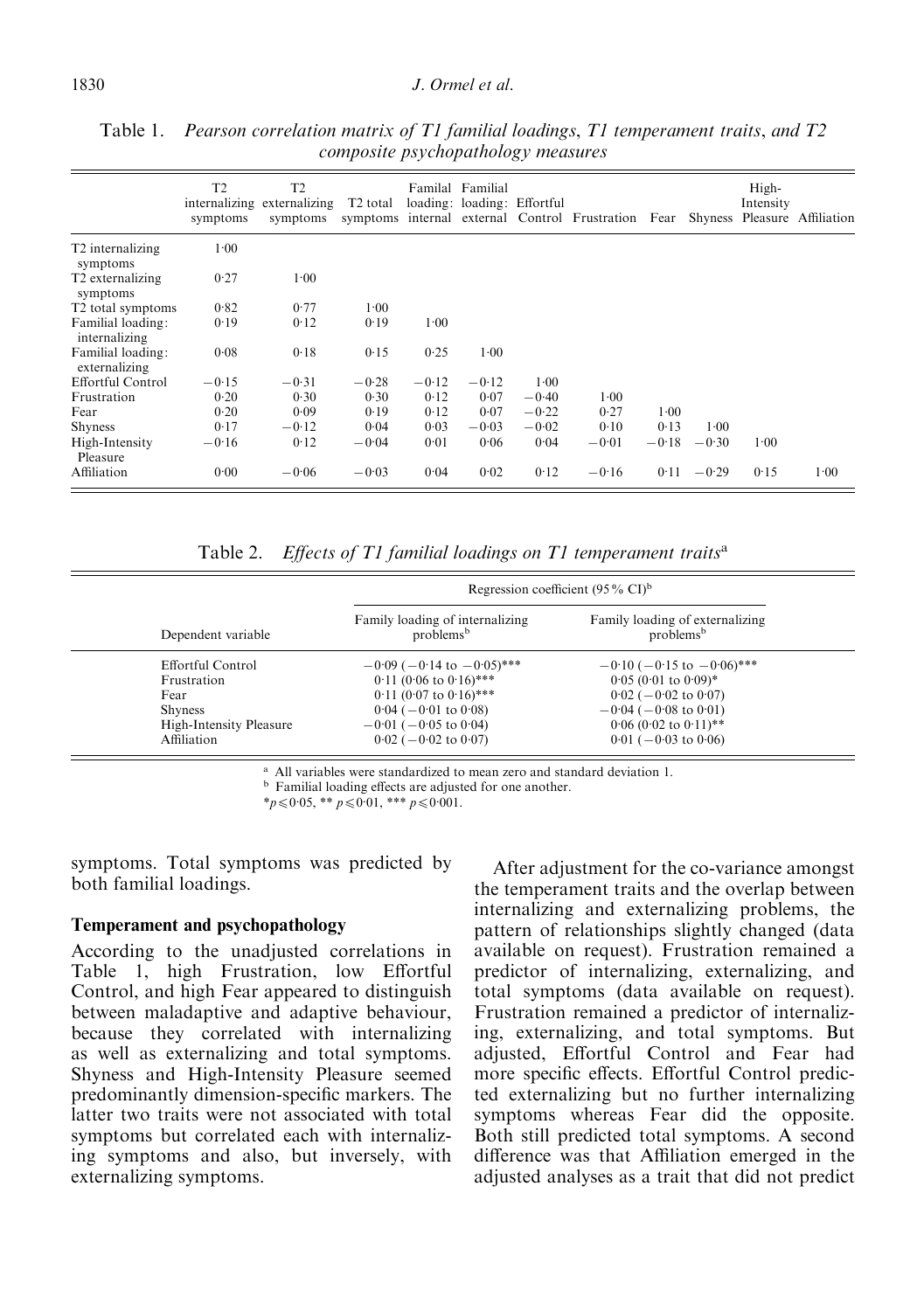Table 1. *Pearson correlation matrix of T1 familial loadings, T1 temperament traits, and T2 composite psychopathology measures*

| | T2 internalizing symptoms | T2 externalizing symptoms | T2 total symptoms | Familal loading: internal | Familial loading: external | Effortful Control | Frustration | Fear | Shyness | High-Intensity Pleasure | Affiliation |
|---|---|---|---|---|---|---|---|---|---|---|---|
| T2 internalizing symptoms | 1·00 | | | | | | | | | | |
| T2 externalizing symptoms | 0·27 | 1·00 | | | | | | | | | |
| T2 total symptoms | 0·82 | 0·77 | 1·00 | | | | | | | | |
| Familial loading: internalizing | 0·19 | 0·12 | 0·19 | 1·00 | | | | | | | |
| Familial loading: externalizing | 0·08 | 0·18 | 0·15 | 0·25 | 1·00 | | | | | | |
| Effortful Control | −0·15 | −0·31 | −0·28 | −0·12 | −0·12 | 1·00 | | | | | |
| Frustration | 0·20 | 0·30 | 0·30 | 0·12 | 0·07 | −0·40 | 1·00 | | | | |
| Fear | 0·20 | 0·09 | 0·19 | 0·12 | 0·07 | −0·22 | 0·27 | 1·00 | | | |
| Shyness | 0·17 | −0·12 | 0·04 | 0·03 | −0·03 | −0·02 | 0·10 | 0·13 | 1·00 | | |
| High-Intensity Pleasure | −0·16 | 0·12 | −0·04 | 0·01 | 0·06 | 0·04 | −0·01 | −0·18 | −0·30 | 1·00 | |
| Affiliation | 0·00 | −0·06 | −0·03 | 0·04 | 0·02 | 0·12 | −0·16 | 0·11 | −0·29 | 0·15 | 1·00 |

Table 2. *Effects of T1 familial loadings on T1 temperament traits*[a]

| | Regression coefficient (95% CI)[b] | |
|---|---|---|
| Dependent variable | Family loading of internalizing problems[b] | Family loading of externalizing problems[b] |
| Effortful Control | −0·09 (−0·14 to −0·05)*** | −0·10 (−0·15 to −0·06)*** |
| Frustration | 0·11 (0·06 to 0·16)*** | 0·05 (0·01 to 0·09)* |
| Fear | 0·11 (0·07 to 0·16)*** | 0·02 (−0·02 to 0·07) |
| Shyness | 0·04 (−0·01 to 0·08) | −0·04 (−0·08 to 0·01) |
| High-Intensity Pleasure | −0·01 (−0·05 to 0·04) | 0·06 (0·02 to 0·11)** |
| Affiliation | 0·02 (−0·02 to 0·07) | 0·01 (−0·03 to 0·06) |

[a] All variables were standardized to mean zero and standard deviation 1.
[b] Familial loading effects are adjusted for one another.
* $p \leqslant 0·05$, ** $p \leqslant 0·01$, *** $p \leqslant 0·001$.

symptoms. Total symptoms was predicted by both familial loadings.

### Temperament and psychopathology

According to the unadjusted correlations in Table 1, high Frustration, low Effortful Control, and high Fear appeared to distinguish between maladaptive and adaptive behaviour, because they correlated with internalizing as well as externalizing and total symptoms. Shyness and High-Intensity Pleasure seemed predominantly dimension-specific markers. The latter two traits were not associated with total symptoms but correlated each with internalizing symptoms and also, but inversely, with externalizing symptoms.

After adjustment for the co-variance amongst the temperament traits and the overlap between internalizing and externalizing problems, the pattern of relationships slightly changed (data available on request). Frustration remained a predictor of internalizing, externalizing, and total symptoms (data available on request). Frustration remained a predictor of internalizing, externalizing, and total symptoms. But adjusted, Effortful Control and Fear had more specific effects. Effortful Control predicted externalizing but no further internalizing symptoms whereas Fear did the opposite. Both still predicted total symptoms. A second difference was that Affiliation emerged in the adjusted analyses as a trait that did not predict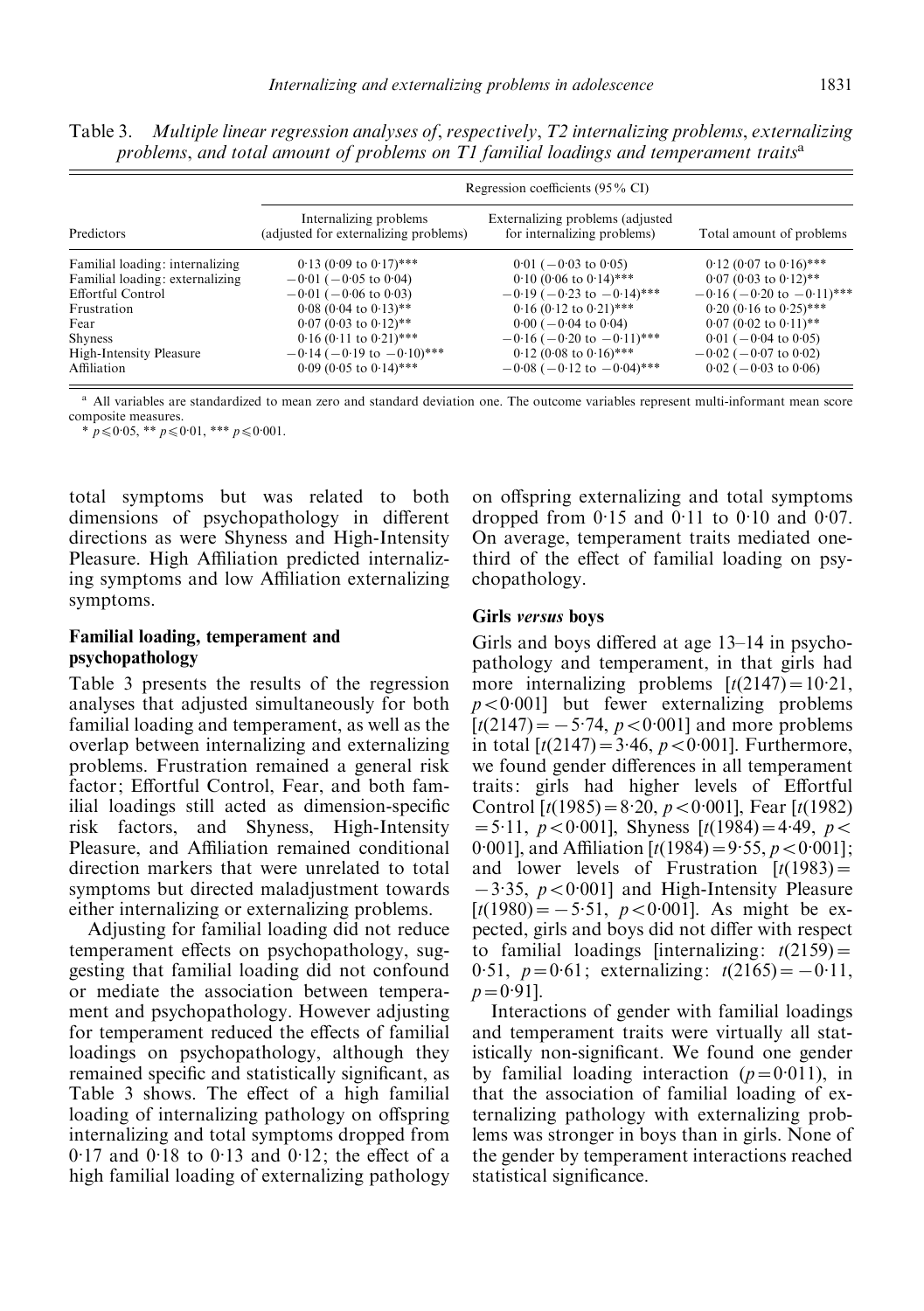Table 3. *Multiple linear regression analyses of, respectively, T2 internalizing problems, externalizing problems, and total amount of problems on T1 familial loadings and temperament traits*[a]

| Predictors | Regression coefficients (95% CI) | | |
|---|---|---|---|
| | Internalizing problems (adjusted for externalizing problems) | Externalizing problems (adjusted for internalizing problems) | Total amount of problems |
| Familial loading: internalizing | 0·13 (0·09 to 0·17)*** | 0·01 (−0·03 to 0·05) | 0·12 (0·07 to 0·16)*** |
| Familial loading: externalizing | −0·01 (−0·05 to 0·04) | 0·10 (0·06 to 0·14)*** | 0·07 (0·03 to 0·12)** |
| Effortful Control | −0·01 (−0·06 to 0·03) | −0·19 (−0·23 to −0·14)*** | −0·16 (−0·20 to −0·11)*** |
| Frustration | 0·08 (0·04 to 0·13)** | 0·16 (0·12 to 0·21)*** | 0·20 (0·16 to 0·25)*** |
| Fear | 0·07 (0·03 to 0·12)** | 0·00 (−0·04 to 0·04) | 0·07 (0·02 to 0·11)** |
| Shyness | 0·16 (0·11 to 0·21)*** | −0·16 (−0·20 to −0·11)*** | 0·01 (−0·04 to 0·05) |
| High-Intensity Pleasure | −0·14 (−0·19 to −0·10)*** | 0·12 (0·08 to 0·16)*** | −0·02 (−0·07 to 0·02) |
| Affiliation | 0·09 (0·05 to 0·14)*** | −0·08 (−0·12 to −0·04)*** | 0·02 (−0·03 to 0·06) |

[a] All variables are standardized to mean zero and standard deviation one. The outcome variables represent multi-informant mean score composite measures.
\* $p \leq 0·05$, \*\* $p \leq 0·01$, \*\*\* $p \leq 0·001$.

total symptoms but was related to both dimensions of psychopathology in different directions as were Shyness and High-Intensity Pleasure. High Affiliation predicted internalizing symptoms and low Affiliation externalizing symptoms.

### Familial loading, temperament and psychopathology

Table 3 presents the results of the regression analyses that adjusted simultaneously for both familial loading and temperament, as well as the overlap between internalizing and externalizing problems. Frustration remained a general risk factor; Effortful Control, Fear, and both familial loadings still acted as dimension-specific risk factors, and Shyness, High-Intensity Pleasure, and Affiliation remained conditional direction markers that were unrelated to total symptoms but directed maladjustment towards either internalizing or externalizing problems.

Adjusting for familial loading did not reduce temperament effects on psychopathology, suggesting that familial loading did not confound or mediate the association between temperament and psychopathology. However adjusting for temperament reduced the effects of familial loadings on psychopathology, although they remained specific and statistically significant, as Table 3 shows. The effect of a high familial loading of internalizing pathology on offspring internalizing and total symptoms dropped from 0·17 and 0·18 to 0·13 and 0·12; the effect of a high familial loading of externalizing pathology on offspring externalizing and total symptoms dropped from 0·15 and 0·11 to 0·10 and 0·07. On average, temperament traits mediated one-third of the effect of familial loading on psychopathology.

### Girls *versus* boys

Girls and boys differed at age 13–14 in psychopathology and temperament, in that girls had more internalizing problems [$t(2147) = 10·21$, $p < 0·001$] but fewer externalizing problems [$t(2147) = -5·74$, $p < 0·001$] and more problems in total [$t(2147) = 3·46$, $p < 0·001$]. Furthermore, we found gender differences in all temperament traits: girls had higher levels of Effortful Control [$t(1985) = 8·20$, $p < 0·001$], Fear [$t(1982) = 5·11$, $p < 0·001$], Shyness [$t(1984) = 4·49$, $p < 0·001$], and Affiliation [$t(1984) = 9·55$, $p < 0·001$]; and lower levels of Frustration [$t(1983) = -3·35$, $p < 0·001$] and High-Intensity Pleasure [$t(1980) = -5·51$, $p < 0·001$]. As might be expected, girls and boys did not differ with respect to familial loadings [internalizing: $t(2159) = 0·51$, $p = 0·61$; externalizing: $t(2165) = -0·11$, $p = 0·91$].

Interactions of gender with familial loadings and temperament traits were virtually all statistically non-significant. We found one gender by familial loading interaction ($p = 0·011$), in that the association of familial loading of externalizing pathology with externalizing problems was stronger in boys than in girls. None of the gender by temperament interactions reached statistical significance.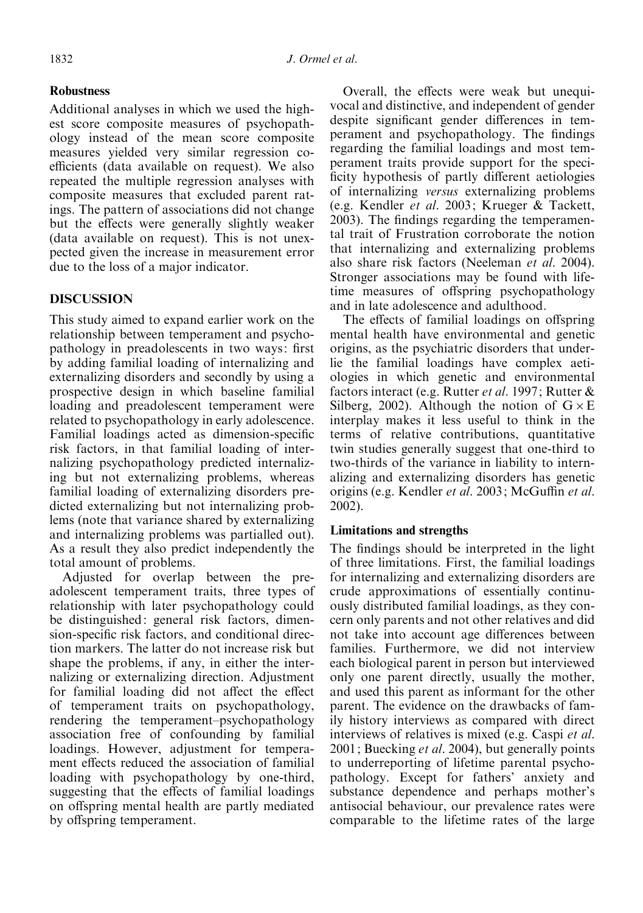### Robustness

Additional analyses in which we used the highest score composite measures of psychopathology instead of the mean score composite measures yielded very similar regression coefficients (data available on request). We also repeated the multiple regression analyses with composite measures that excluded parent ratings. The pattern of associations did not change but the effects were generally slightly weaker (data available on request). This is not unexpected given the increase in measurement error due to the loss of a major indicator.

## DISCUSSION

This study aimed to expand earlier work on the relationship between temperament and psychopathology in preadolescents in two ways: first by adding familial loading of internalizing and externalizing disorders and secondly by using a prospective design in which baseline familial loading and preadolescent temperament were related to psychopathology in early adolescence. Familial loadings acted as dimension-specific risk factors, in that familial loading of internalizing psychopathology predicted internalizing but not externalizing problems, whereas familial loading of externalizing disorders predicted externalizing but not internalizing problems (note that variance shared by externalizing and internalizing problems was partialled out). As a result they also predict independently the total amount of problems.

Adjusted for overlap between the preadolescent temperament traits, three types of relationship with later psychopathology could be distinguished: general risk factors, dimension-specific risk factors, and conditional direction markers. The latter do not increase risk but shape the problems, if any, in either the internalizing or externalizing direction. Adjustment for familial loading did not affect the effect of temperament traits on psychopathology, rendering the temperament–psychopathology association free of confounding by familial loadings. However, adjustment for temperament effects reduced the association of familial loading with psychopathology by one-third, suggesting that the effects of familial loadings on offspring mental health are partly mediated by offspring temperament.

Overall, the effects were weak but unequivocal and distinctive, and independent of gender despite significant gender differences in temperament and psychopathology. The findings regarding the familial loadings and most temperament traits provide support for the specificity hypothesis of partly different aetiologies of internalizing *versus* externalizing problems (e.g. Kendler *et al.* 2003; Krueger & Tackett, 2003). The findings regarding the temperamental trait of Frustration corroborate the notion that internalizing and externalizing problems also share risk factors (Neeleman *et al.* 2004). Stronger associations may be found with lifetime measures of offspring psychopathology and in late adolescence and adulthood.

The effects of familial loadings on offspring mental health have environmental and genetic origins, as the psychiatric disorders that underlie the familial loadings have complex aetiologies in which genetic and environmental factors interact (e.g. Rutter *et al.* 1997; Rutter & Silberg, 2002). Although the notion of $G \times E$ interplay makes it less useful to think in the terms of relative contributions, quantitative twin studies generally suggest that one-third to two-thirds of the variance in liability to internalizing and externalizing disorders has genetic origins (e.g. Kendler *et al.* 2003; McGuffin *et al.* 2002).

### Limitations and strengths

The findings should be interpreted in the light of three limitations. First, the familial loadings for internalizing and externalizing disorders are crude approximations of essentially continuously distributed familial loadings, as they concern only parents and not other relatives and did not take into account age differences between families. Furthermore, we did not interview each biological parent in person but interviewed only one parent directly, usually the mother, and used this parent as informant for the other parent. The evidence on the drawbacks of family history interviews as compared with direct interviews of relatives is mixed (e.g. Caspi *et al.* 2001; Buecking *et al.* 2004), but generally points to underreporting of lifetime parental psychopathology. Except for fathers' anxiety and substance dependence and perhaps mother's antisocial behaviour, our prevalence rates were comparable to the lifetime rates of the large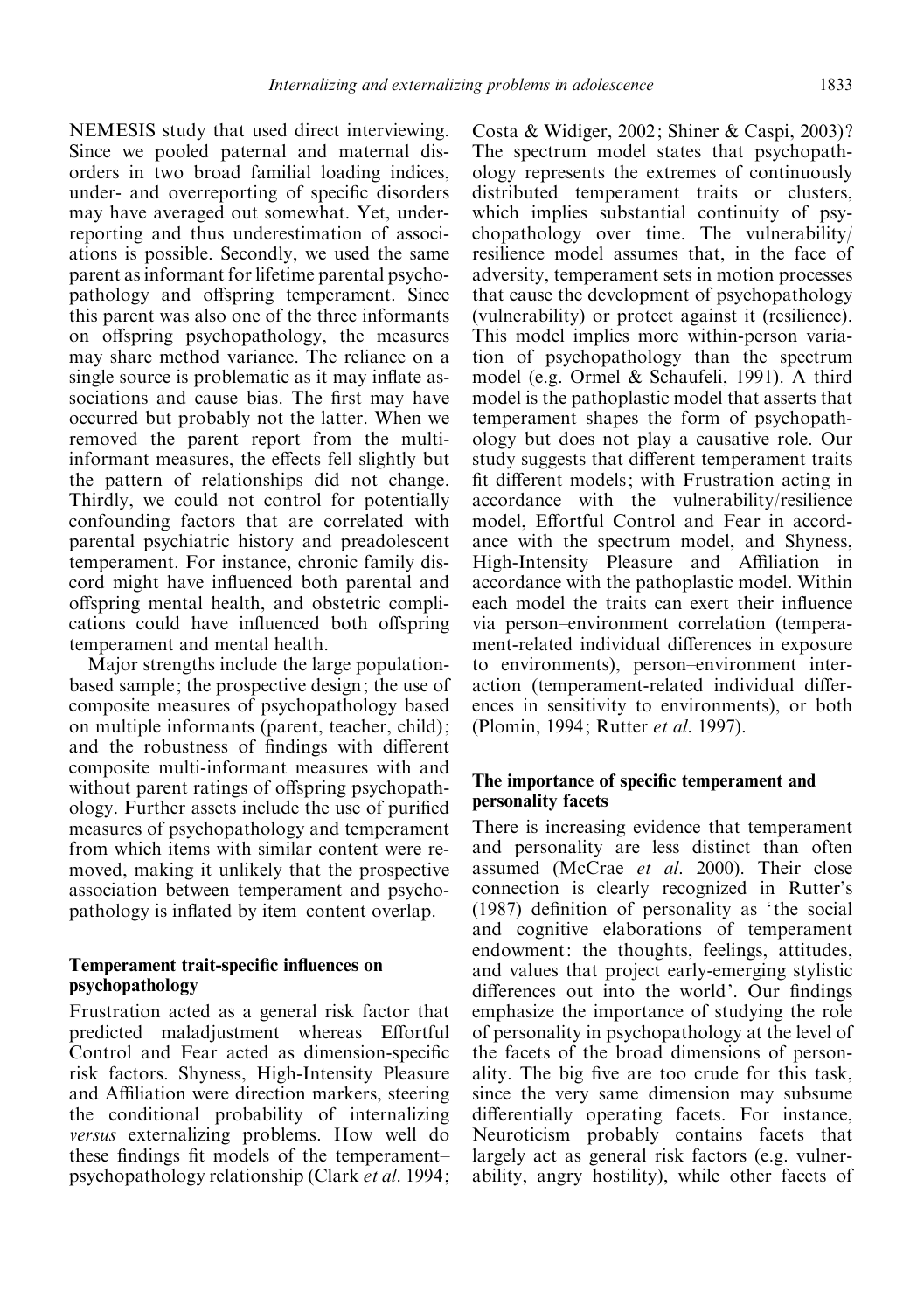NEMESIS study that used direct interviewing. Since we pooled paternal and maternal disorders in two broad familial loading indices, under- and overreporting of specific disorders may have averaged out somewhat. Yet, underreporting and thus underestimation of associations is possible. Secondly, we used the same parent as informant for lifetime parental psychopathology and offspring temperament. Since this parent was also one of the three informants on offspring psychopathology, the measures may share method variance. The reliance on a single source is problematic as it may inflate associations and cause bias. The first may have occurred but probably not the latter. When we removed the parent report from the multi-informant measures, the effects fell slightly but the pattern of relationships did not change. Thirdly, we could not control for potentially confounding factors that are correlated with parental psychiatric history and preadolescent temperament. For instance, chronic family discord might have influenced both parental and offspring mental health, and obstetric complications could have influenced both offspring temperament and mental health.

Major strengths include the large population-based sample; the prospective design; the use of composite measures of psychopathology based on multiple informants (parent, teacher, child); and the robustness of findings with different composite multi-informant measures with and without parent ratings of offspring psychopathology. Further assets include the use of purified measures of psychopathology and temperament from which items with similar content were removed, making it unlikely that the prospective association between temperament and psychopathology is inflated by item–content overlap.

### Temperament trait-specific influences on psychopathology

Frustration acted as a general risk factor that predicted maladjustment whereas Effortful Control and Fear acted as dimension-specific risk factors. Shyness, High-Intensity Pleasure and Affiliation were direction markers, steering the conditional probability of internalizing *versus* externalizing problems. How well do these findings fit models of the temperament–psychopathology relationship (Clark *et al.* 1994; Costa & Widiger, 2002; Shiner & Caspi, 2003)? The spectrum model states that psychopathology represents the extremes of continuously distributed temperament traits or clusters, which implies substantial continuity of psychopathology over time. The vulnerability/resilience model assumes that, in the face of adversity, temperament sets in motion processes that cause the development of psychopathology (vulnerability) or protect against it (resilience). This model implies more within-person variation of psychopathology than the spectrum model (e.g. Ormel & Schaufeli, 1991). A third model is the pathoplastic model that asserts that temperament shapes the form of psychopathology but does not play a causative role. Our study suggests that different temperament traits fit different models; with Frustration acting in accordance with the vulnerability/resilience model, Effortful Control and Fear in accordance with the spectrum model, and Shyness, High-Intensity Pleasure and Affiliation in accordance with the pathoplastic model. Within each model the traits can exert their influence via person–environment correlation (temperament-related individual differences in exposure to environments), person–environment interaction (temperament-related individual differences in sensitivity to environments), or both (Plomin, 1994; Rutter *et al.* 1997).

### The importance of specific temperament and personality facets

There is increasing evidence that temperament and personality are less distinct than often assumed (McCrae *et al.* 2000). Their close connection is clearly recognized in Rutter's (1987) definition of personality as 'the social and cognitive elaborations of temperament endowment: the thoughts, feelings, attitudes, and values that project early-emerging stylistic differences out into the world'. Our findings emphasize the importance of studying the role of personality in psychopathology at the level of the facets of the broad dimensions of personality. The big five are too crude for this task, since the very same dimension may subsume differentially operating facets. For instance, Neuroticism probably contains facets that largely act as general risk factors (e.g. vulnerability, angry hostility), while other facets of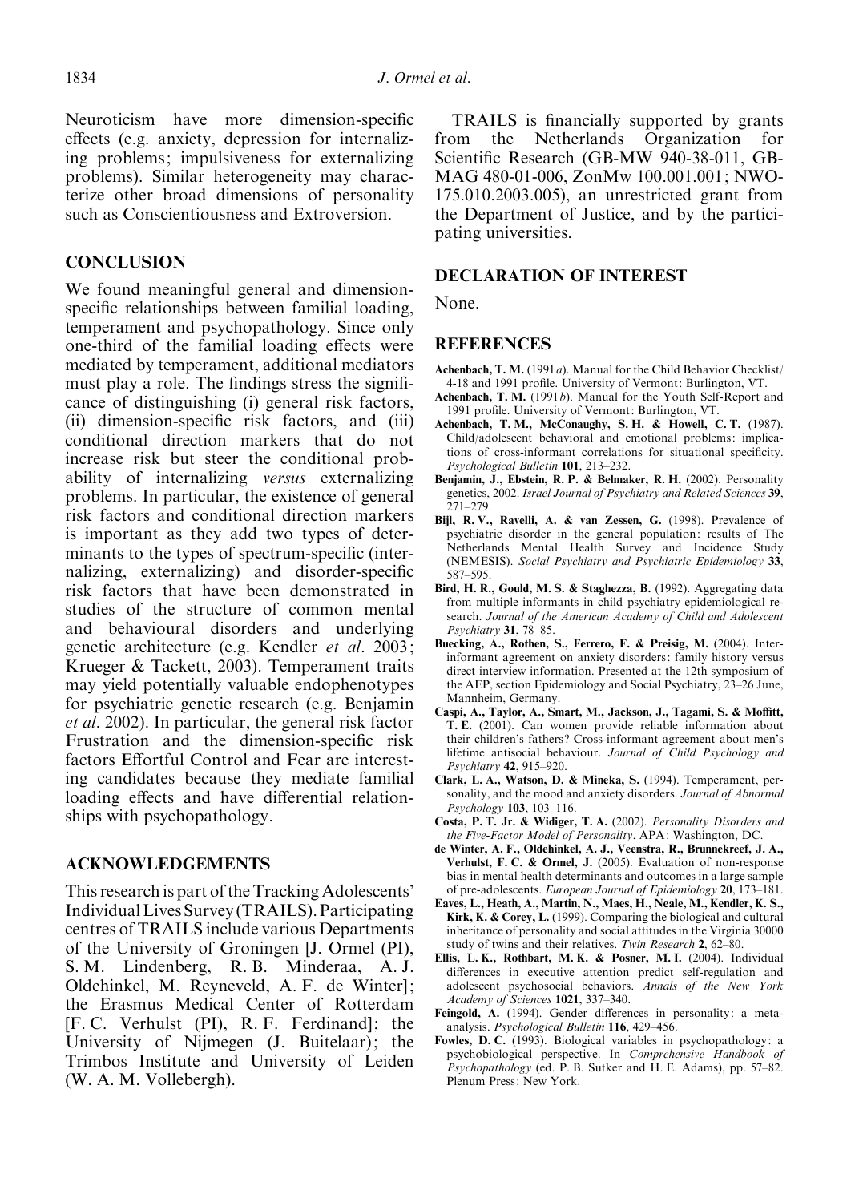Neuroticism have more dimension-specific effects (e.g. anxiety, depression for internalizing problems; impulsiveness for externalizing problems). Similar heterogeneity may characterize other broad dimensions of personality such as Conscientiousness and Extroversion.

## CONCLUSION

We found meaningful general and dimension-specific relationships between familial loading, temperament and psychopathology. Since only one-third of the familial loading effects were mediated by temperament, additional mediators must play a role. The findings stress the significance of distinguishing (i) general risk factors, (ii) dimension-specific risk factors, and (iii) conditional direction markers that do not increase risk but steer the conditional probability of internalizing *versus* externalizing problems. In particular, the existence of general risk factors and conditional direction markers is important as they add two types of determinants to the types of spectrum-specific (internalizing, externalizing) and disorder-specific risk factors that have been demonstrated in studies of the structure of common mental and behavioural disorders and underlying genetic architecture (e.g. Kendler *et al*. 2003; Krueger & Tackett, 2003). Temperament traits may yield potentially valuable endophenotypes for psychiatric genetic research (e.g. Benjamin *et al*. 2002). In particular, the general risk factor Frustration and the dimension-specific risk factors Effortful Control and Fear are interesting candidates because they mediate familial loading effects and have differential relationships with psychopathology.

## ACKNOWLEDGEMENTS

This research is part of the Tracking Adolescents' Individual Lives Survey (TRAILS). Participating centres of TRAILS include various Departments of the University of Groningen [J. Ormel (PI), S. M. Lindenberg, R. B. Minderaa, A. J. Oldehinkel, M. Reyneveld, A. F. de Winter]; the Erasmus Medical Center of Rotterdam [F. C. Verhulst (PI), R. F. Ferdinand]; the University of Nijmegen (J. Buitelaar); the Trimbos Institute and University of Leiden (W. A. M. Vollebergh).

TRAILS is financially supported by grants from the Netherlands Organization for Scientific Research (GB-MW 940-38-011, GB-MAG 480-01-006, ZonMw 100.001.001; NWO-175.010.2003.005), an unrestricted grant from the Department of Justice, and by the participating universities.

## DECLARATION OF INTEREST

None.

## REFERENCES

**Achenbach, T. M.** (1991*a*). Manual for the Child Behavior Checklist/4-18 and 1991 profile. University of Vermont: Burlington, VT.

**Achenbach, T. M.** (1991*b*). Manual for the Youth Self-Report and 1991 profile. University of Vermont: Burlington, VT.

**Achenbach, T. M., McConaughy, S. H. & Howell, C. T.** (1987). Child/adolescent behavioral and emotional problems: implications of cross-informant correlations for situational specificity. *Psychological Bulletin* **101**, 213–232.

**Benjamin, J., Ebstein, R. P. & Belmaker, R. H.** (2002). Personality genetics, 2002. *Israel Journal of Psychiatry and Related Sciences* **39**, 271–279.

**Bijl, R. V., Ravelli, A. & van Zessen, G.** (1998). Prevalence of psychiatric disorder in the general population: results of The Netherlands Mental Health Survey and Incidence Study (NEMESIS). *Social Psychiatry and Psychiatric Epidemiology* **33**, 587–595.

**Bird, H. R., Gould, M. S. & Staghezza, B.** (1992). Aggregating data from multiple informants in child psychiatry epidemiological research. *Journal of the American Academy of Child and Adolescent Psychiatry* **31**, 78–85.

**Buecking, A., Rothen, S., Ferrero, F. & Preisig, M.** (2004). Inter-informant agreement on anxiety disorders: family history versus direct interview information. Presented at the 12th symposium of the AEP, section Epidemiology and Social Psychiatry, 23–26 June, Mannheim, Germany.

**Caspi, A., Taylor, A., Smart, M., Jackson, J., Tagami, S. & Moffitt, T. E.** (2001). Can women provide reliable information about their children's fathers? Cross-informant agreement about men's lifetime antisocial behaviour. *Journal of Child Psychology and Psychiatry* **42**, 915–920.

**Clark, L. A., Watson, D. & Mineka, S.** (1994). Temperament, personality, and the mood and anxiety disorders. *Journal of Abnormal Psychology* **103**, 103–116.

**Costa, P. T. Jr. & Widiger, T. A.** (2002). *Personality Disorders and the Five-Factor Model of Personality*. APA: Washington, DC.

**de Winter, A. F., Oldehinkel, A. J., Veenstra, R., Brunnekreef, J. A., Verhulst, F. C. & Ormel, J.** (2005). Evaluation of non-response bias in mental health determinants and outcomes in a large sample of pre-adolescents. *European Journal of Epidemiology* **20**, 173–181.

**Eaves, L., Heath, A., Martin, N., Maes, H., Neale, M., Kendler, K. S., Kirk, K. & Corey, L.** (1999). Comparing the biological and cultural inheritance of personality and social attitudes in the Virginia 30000 study of twins and their relatives. *Twin Research* **2**, 62–80.

**Ellis, L. K., Rothbart, M. K. & Posner, M. I.** (2004). Individual differences in executive attention predict self-regulation and adolescent psychosocial behaviors. *Annals of the New York Academy of Sciences* **1021**, 337–340.

**Feingold, A.** (1994). Gender differences in personality: a meta-analysis. *Psychological Bulletin* **116**, 429–456.

**Fowles, D. C.** (1993). Biological variables in psychopathology: a psychobiological perspective. In *Comprehensive Handbook of Psychopathology* (ed. P. B. Sutker and H. E. Adams), pp. 57–82. Plenum Press: New York.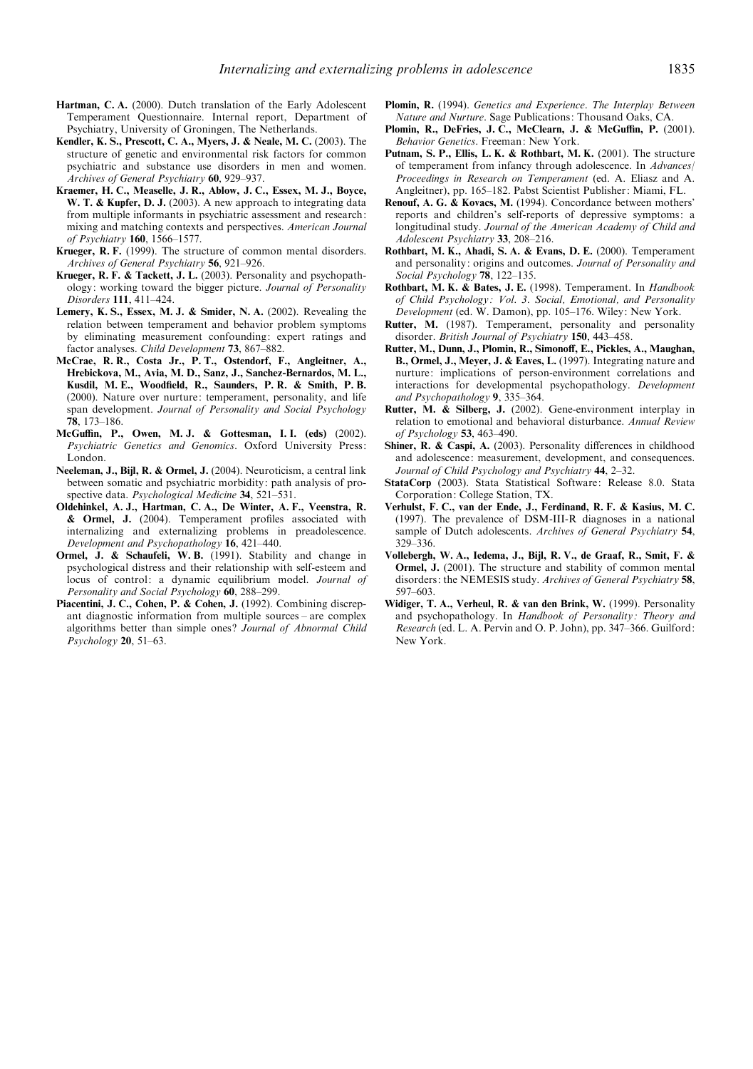**Hartman, C. A.** (2000). Dutch translation of the Early Adolescent Temperament Questionnaire. Internal report, Department of Psychiatry, University of Groningen, The Netherlands.

**Kendler, K. S., Prescott, C. A., Myers, J. & Neale, M. C.** (2003). The structure of genetic and environmental risk factors for common psychiatric and substance use disorders in men and women. *Archives of General Psychiatry* **60**, 929–937.

**Kraemer, H. C., Measelle, J. R., Ablow, J. C., Essex, M. J., Boyce, W. T. & Kupfer, D. J.** (2003). A new approach to integrating data from multiple informants in psychiatric assessment and research: mixing and matching contexts and perspectives. *American Journal of Psychiatry* **160**, 1566–1577.

**Krueger, R. F.** (1999). The structure of common mental disorders. *Archives of General Psychiatry* **56**, 921–926.

**Krueger, R. F. & Tackett, J. L.** (2003). Personality and psychopathology: working toward the bigger picture. *Journal of Personality Disorders* **111**, 411–424.

**Lemery, K. S., Essex, M. J. & Smider, N. A.** (2002). Revealing the relation between temperament and behavior problem symptoms by eliminating measurement confounding: expert ratings and factor analyses. *Child Development* **73**, 867–882.

**McCrae, R. R., Costa Jr., P. T., Ostendorf, F., Angleitner, A., Hrebickova, M., Avia, M. D., Sanz, J., Sanchez-Bernardos, M. L., Kusdil, M. E., Woodfield, R., Saunders, P. R. & Smith, P. B.** (2000). Nature over nurture: temperament, personality, and life span development. *Journal of Personality and Social Psychology* **78**, 173–186.

**McGuffin, P., Owen, M. J. & Gottesman, I. I. (eds)** (2002). *Psychiatric Genetics and Genomics*. Oxford University Press: London.

**Neeleman, J., Bijl, R. & Ormel, J.** (2004). Neuroticism, a central link between somatic and psychiatric morbidity: path analysis of prospective data. *Psychological Medicine* **34**, 521–531.

**Oldehinkel, A. J., Hartman, C. A., De Winter, A. F., Veenstra, R. & Ormel, J.** (2004). Temperament profiles associated with internalizing and externalizing problems in preadolescence. *Development and Psychopathology* **16**, 421–440.

**Ormel, J. & Schaufeli, W. B.** (1991). Stability and change in psychological distress and their relationship with self-esteem and locus of control: a dynamic equilibrium model. *Journal of Personality and Social Psychology* **60**, 288–299.

**Piacentini, J. C., Cohen, P. & Cohen, J.** (1992). Combining discrepant diagnostic information from multiple sources – are complex algorithms better than simple ones? *Journal of Abnormal Child Psychology* **20**, 51–63.

**Plomin, R.** (1994). *Genetics and Experience. The Interplay Between Nature and Nurture*. Sage Publications: Thousand Oaks, CA.

**Plomin, R., DeFries, J. C., McClearn, J. & McGuffin, P.** (2001). *Behavior Genetics*. Freeman: New York.

**Putnam, S. P., Ellis, L. K. & Rothbart, M. K.** (2001). The structure of temperament from infancy through adolescence. In *Advances/ Proceedings in Research on Temperament* (ed. A. Eliasz and A. Angleitner), pp. 165–182. Pabst Scientist Publisher: Miami, FL.

**Renouf, A. G. & Kovacs, M.** (1994). Concordance between mothers' reports and children's self-reports of depressive symptoms: a longitudinal study. *Journal of the American Academy of Child and Adolescent Psychiatry* **33**, 208–216.

**Rothbart, M. K., Ahadi, S. A. & Evans, D. E.** (2000). Temperament and personality: origins and outcomes. *Journal of Personality and Social Psychology* **78**, 122–135.

**Rothbart, M. K. & Bates, J. E.** (1998). Temperament. In *Handbook of Child Psychology: Vol. 3. Social, Emotional, and Personality Development* (ed. W. Damon), pp. 105–176. Wiley: New York.

**Rutter, M.** (1987). Temperament, personality and personality disorder. *British Journal of Psychiatry* **150**, 443–458.

**Rutter, M., Dunn, J., Plomin, R., Simonoff, E., Pickles, A., Maughan, B., Ormel, J., Meyer, J. & Eaves, L.** (1997). Integrating nature and nurture: implications of person-environment correlations and interactions for developmental psychopathology. *Development and Psychopathology* **9**, 335–364.

**Rutter, M. & Silberg, J.** (2002). Gene-environment interplay in relation to emotional and behavioral disturbance. *Annual Review of Psychology* **53**, 463–490.

**Shiner, R. & Caspi, A.** (2003). Personality differences in childhood and adolescence: measurement, development, and consequences. *Journal of Child Psychology and Psychiatry* **44**, 2–32.

**StataCorp** (2003). Stata Statistical Software: Release 8.0. Stata Corporation: College Station, TX.

**Verhulst, F. C., van der Ende, J., Ferdinand, R. F. & Kasius, M. C.** (1997). The prevalence of DSM-III-R diagnoses in a national sample of Dutch adolescents. *Archives of General Psychiatry* **54**, 329–336.

**Vollebergh, W. A., Iedema, J., Bijl, R. V., de Graaf, R., Smit, F. & Ormel, J.** (2001). The structure and stability of common mental disorders: the NEMESIS study. *Archives of General Psychiatry* **58**, 597–603.

**Widiger, T. A., Verheul, R. & van den Brink, W.** (1999). Personality and psychopathology. In *Handbook of Personality: Theory and Research* (ed. L. A. Pervin and O. P. John), pp. 347–366. Guilford: New York.